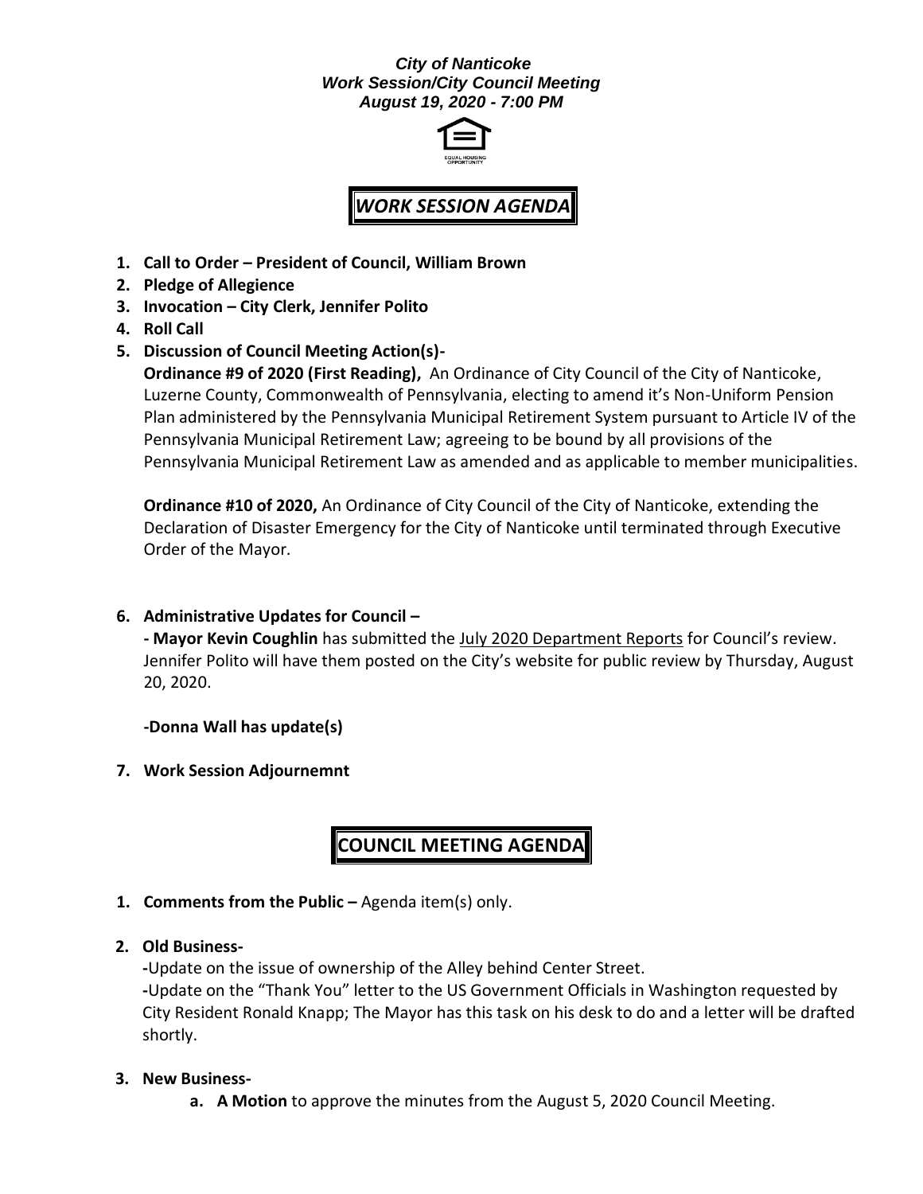***City of Nanticoke***
***Work Session/City Council Meeting***
***August 19, 2020 - 7:00 PM***

## *WORK SESSION AGENDA*

1. **Call to Order – President of Council, William Brown**
2. **Pledge of Allegience**
3. **Invocation – City Clerk, Jennifer Polito**
4. **Roll Call**
5. **Discussion of Council Meeting Action(s)-**

   **Ordinance #9 of 2020 (First Reading),** An Ordinance of City Council of the City of Nanticoke, Luzerne County, Commonwealth of Pennsylvania, electing to amend it's Non-Uniform Pension Plan administered by the Pennsylvania Municipal Retirement System pursuant to Article IV of the Pennsylvania Municipal Retirement Law; agreeing to be bound by all provisions of the Pennsylvania Municipal Retirement Law as amended and as applicable to member municipalities.

   **Ordinance #10 of 2020,** An Ordinance of City Council of the City of Nanticoke, extending the Declaration of Disaster Emergency for the City of Nanticoke until terminated through Executive Order of the Mayor.

6. **Administrative Updates for Council –**

   **- Mayor Kevin Coughlin** has submitted the July 2020 Department Reports for Council's review. Jennifer Polito will have them posted on the City's website for public review by Thursday, August 20, 2020.

   **-Donna Wall has update(s)**

7. **Work Session Adjournemnt**

## COUNCIL MEETING AGENDA

1. **Comments from the Public –** Agenda item(s) only.
2. **Old Business-**

   **-**Update on the issue of ownership of the Alley behind Center Street.
   **-**Update on the "Thank You" letter to the US Government Officials in Washington requested by City Resident Ronald Knapp; The Mayor has this task on his desk to do and a letter will be drafted shortly.

3. **New Business-**
   a. **A Motion** to approve the minutes from the August 5, 2020 Council Meeting.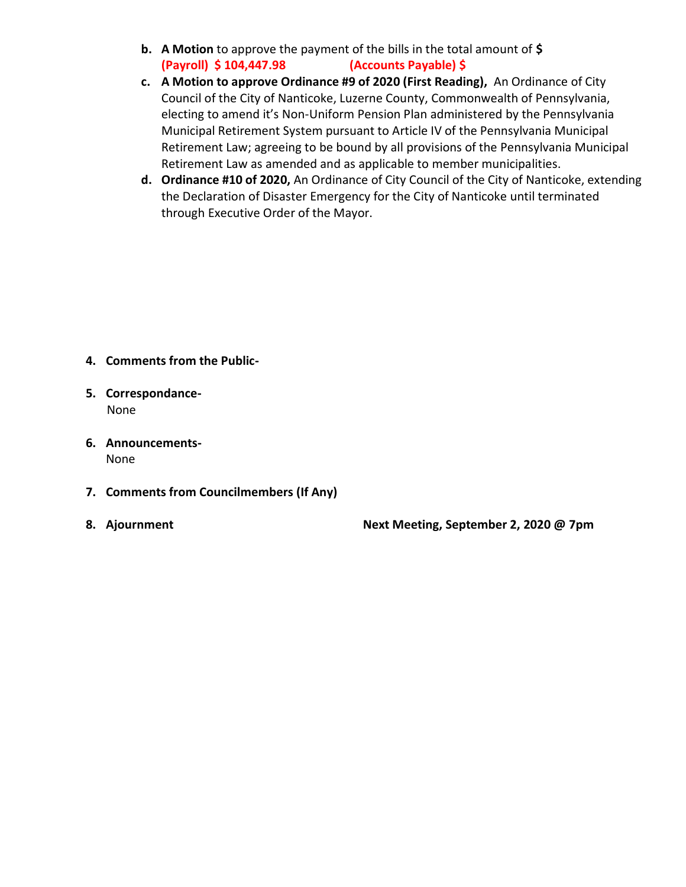b. **A Motion** to approve the payment of the bills in the total amount of **$**
   **(Payroll) $ 104,447.98** **(Accounts Payable) $**

c. **A Motion to approve Ordinance #9 of 2020 (First Reading),** An Ordinance of City Council of the City of Nanticoke, Luzerne County, Commonwealth of Pennsylvania, electing to amend it's Non-Uniform Pension Plan administered by the Pennsylvania Municipal Retirement System pursuant to Article IV of the Pennsylvania Municipal Retirement Law; agreeing to be bound by all provisions of the Pennsylvania Municipal Retirement Law as amended and as applicable to member municipalities.

d. **Ordinance #10 of 2020,** An Ordinance of City Council of the City of Nanticoke, extending the Declaration of Disaster Emergency for the City of Nanticoke until terminated through Executive Order of the Mayor.

4. **Comments from the Public-**

5. **Correspondance-**
   None

6. **Announcements-**
   None

7. **Comments from Councilmembers (If Any)**

8. **Ajournment** **Next Meeting, September 2, 2020 @ 7pm**